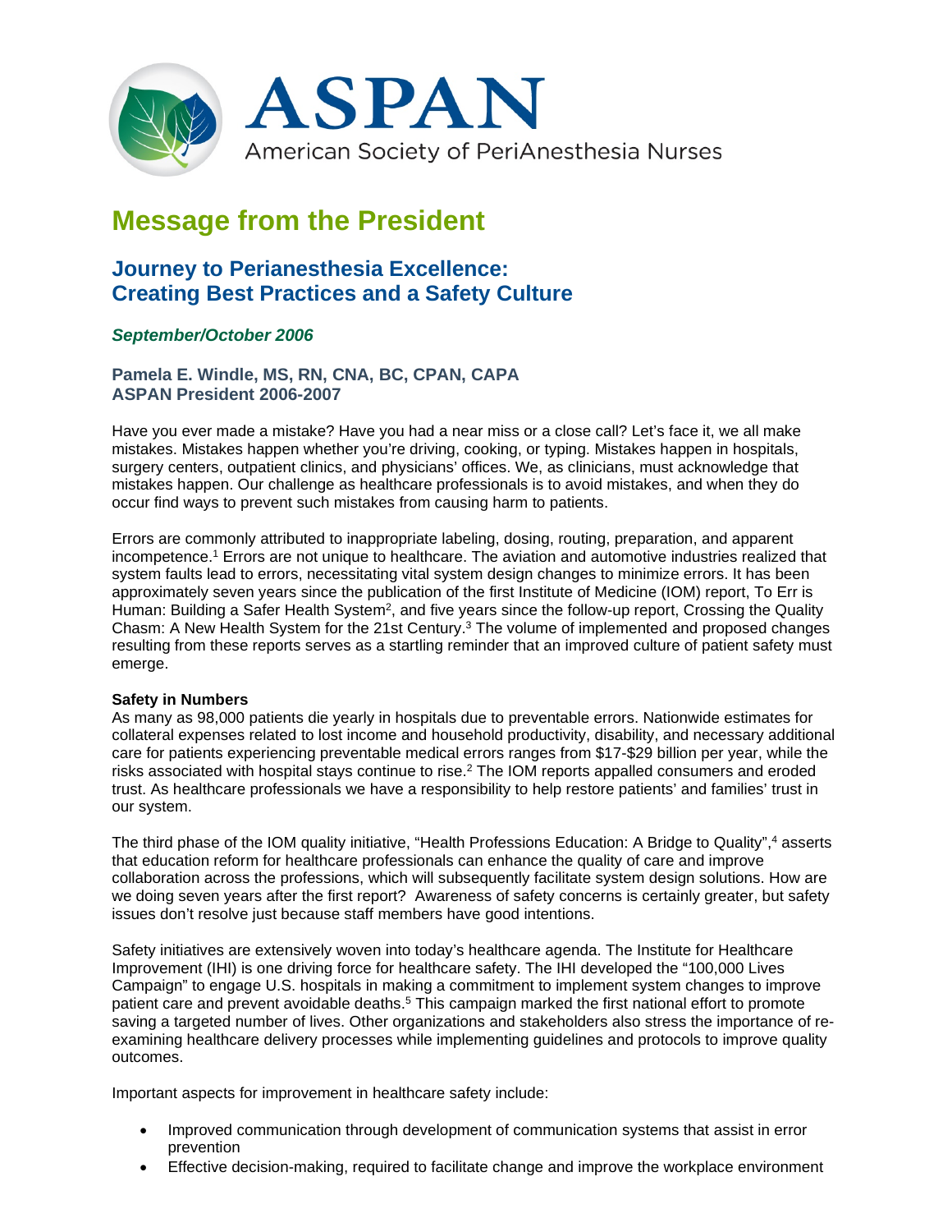ASPAN

American Society of PeriAnesthesia Nurses

# Message from the President

## Journey to Perianesthesia Excellence: Creating Best Practices and a Safety Culture

*September/October 2006*

### Pamela E. Windle, MS, RN, CNA, BC, CPAN, CAPA
### ASPAN President 2006-2007

Have you ever made a mistake? Have you had a near miss or a close call? Let's face it, we all make mistakes. Mistakes happen whether you're driving, cooking, or typing. Mistakes happen in hospitals, surgery centers, outpatient clinics, and physicians' offices. We, as clinicians, must acknowledge that mistakes happen. Our challenge as healthcare professionals is to avoid mistakes, and when they do occur find ways to prevent such mistakes from causing harm to patients.

Errors are commonly attributed to inappropriate labeling, dosing, routing, preparation, and apparent incompetence.[1] Errors are not unique to healthcare. The aviation and automotive industries realized that system faults lead to errors, necessitating vital system design changes to minimize errors. It has been approximately seven years since the publication of the first Institute of Medicine (IOM) report, To Err is Human: Building a Safer Health System[2], and five years since the follow-up report, Crossing the Quality Chasm: A New Health System for the 21st Century.[3] The volume of implemented and proposed changes resulting from these reports serves as a startling reminder that an improved culture of patient safety must emerge.

**Safety in Numbers**

As many as 98,000 patients die yearly in hospitals due to preventable errors. Nationwide estimates for collateral expenses related to lost income and household productivity, disability, and necessary additional care for patients experiencing preventable medical errors ranges from $17-$29 billion per year, while the risks associated with hospital stays continue to rise.[2] The IOM reports appalled consumers and eroded trust. As healthcare professionals we have a responsibility to help restore patients' and families' trust in our system.

The third phase of the IOM quality initiative, "Health Professions Education: A Bridge to Quality",[4] asserts that education reform for healthcare professionals can enhance the quality of care and improve collaboration across the professions, which will subsequently facilitate system design solutions. How are we doing seven years after the first report? Awareness of safety concerns is certainly greater, but safety issues don't resolve just because staff members have good intentions.

Safety initiatives are extensively woven into today's healthcare agenda. The Institute for Healthcare Improvement (IHI) is one driving force for healthcare safety. The IHI developed the "100,000 Lives Campaign" to engage U.S. hospitals in making a commitment to implement system changes to improve patient care and prevent avoidable deaths.[5] This campaign marked the first national effort to promote saving a targeted number of lives. Other organizations and stakeholders also stress the importance of re-examining healthcare delivery processes while implementing guidelines and protocols to improve quality outcomes.

Important aspects for improvement in healthcare safety include:

- Improved communication through development of communication systems that assist in error prevention
- Effective decision-making, required to facilitate change and improve the workplace environment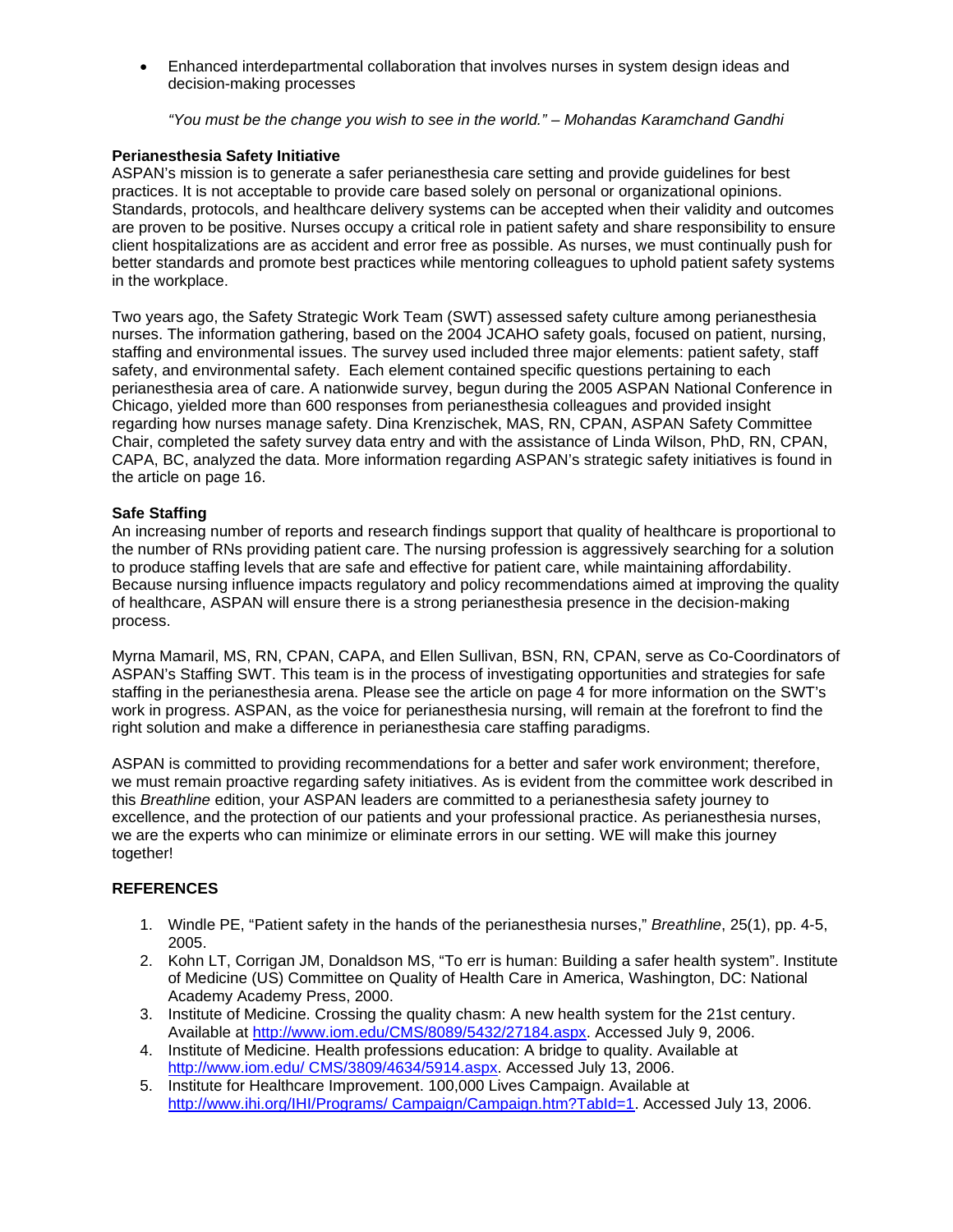- Enhanced interdepartmental collaboration that involves nurses in system design ideas and decision-making processes

  *"You must be the change you wish to see in the world." – Mohandas Karamchand Gandhi*

**Perianesthesia Safety Initiative**

ASPAN's mission is to generate a safer perianesthesia care setting and provide guidelines for best practices. It is not acceptable to provide care based solely on personal or organizational opinions. Standards, protocols, and healthcare delivery systems can be accepted when their validity and outcomes are proven to be positive. Nurses occupy a critical role in patient safety and share responsibility to ensure client hospitalizations are as accident and error free as possible. As nurses, we must continually push for better standards and promote best practices while mentoring colleagues to uphold patient safety systems in the workplace.

Two years ago, the Safety Strategic Work Team (SWT) assessed safety culture among perianesthesia nurses. The information gathering, based on the 2004 JCAHO safety goals, focused on patient, nursing, staffing and environmental issues. The survey used included three major elements: patient safety, staff safety, and environmental safety. Each element contained specific questions pertaining to each perianesthesia area of care. A nationwide survey, begun during the 2005 ASPAN National Conference in Chicago, yielded more than 600 responses from perianesthesia colleagues and provided insight regarding how nurses manage safety. Dina Krenzischek, MAS, RN, CPAN, ASPAN Safety Committee Chair, completed the safety survey data entry and with the assistance of Linda Wilson, PhD, RN, CPAN, CAPA, BC, analyzed the data. More information regarding ASPAN's strategic safety initiatives is found in the article on page 16.

**Safe Staffing**

An increasing number of reports and research findings support that quality of healthcare is proportional to the number of RNs providing patient care. The nursing profession is aggressively searching for a solution to produce staffing levels that are safe and effective for patient care, while maintaining affordability. Because nursing influence impacts regulatory and policy recommendations aimed at improving the quality of healthcare, ASPAN will ensure there is a strong perianesthesia presence in the decision-making process.

Myrna Mamaril, MS, RN, CPAN, CAPA, and Ellen Sullivan, BSN, RN, CPAN, serve as Co-Coordinators of ASPAN's Staffing SWT. This team is in the process of investigating opportunities and strategies for safe staffing in the perianesthesia arena. Please see the article on page 4 for more information on the SWT's work in progress. ASPAN, as the voice for perianesthesia nursing, will remain at the forefront to find the right solution and make a difference in perianesthesia care staffing paradigms.

ASPAN is committed to providing recommendations for a better and safer work environment; therefore, we must remain proactive regarding safety initiatives. As is evident from the committee work described in this *Breathline* edition, your ASPAN leaders are committed to a perianesthesia safety journey to excellence, and the protection of our patients and your professional practice. As perianesthesia nurses, we are the experts who can minimize or eliminate errors in our setting. WE will make this journey together!

**REFERENCES**

1. Windle PE, "Patient safety in the hands of the perianesthesia nurses," *Breathline*, 25(1), pp. 4-5, 2005.
2. Kohn LT, Corrigan JM, Donaldson MS, "To err is human: Building a safer health system". Institute of Medicine (US) Committee on Quality of Health Care in America, Washington, DC: National Academy Academy Press, 2000.
3. Institute of Medicine. Crossing the quality chasm: A new health system for the 21st century. Available at http://www.iom.edu/CMS/8089/5432/27184.aspx. Accessed July 9, 2006.
4. Institute of Medicine. Health professions education: A bridge to quality. Available at http://www.iom.edu/ CMS/3809/4634/5914.aspx. Accessed July 13, 2006.
5. Institute for Healthcare Improvement. 100,000 Lives Campaign. Available at http://www.ihi.org/IHI/Programs/ Campaign/Campaign.htm?TabId=1. Accessed July 13, 2006.